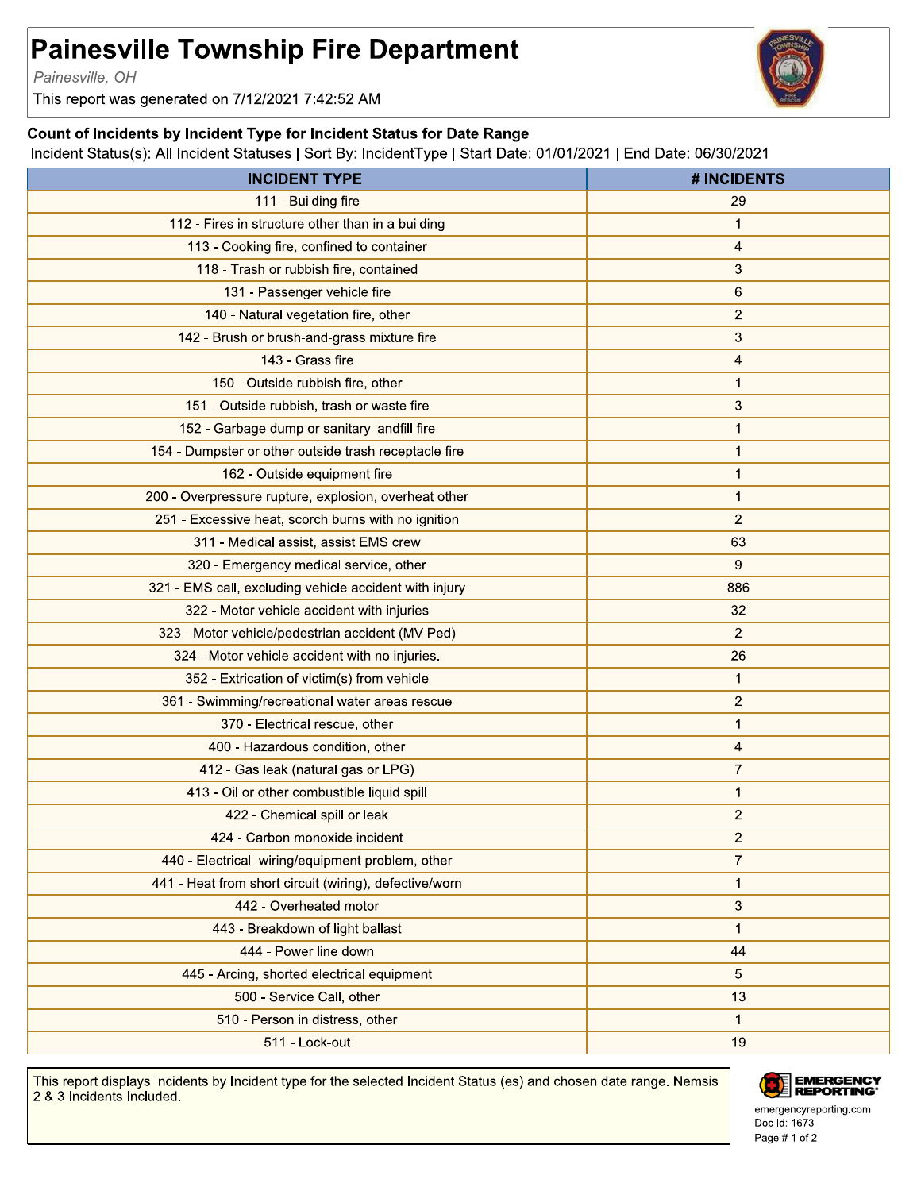# Painesville Township Fire Department

*Painesville, OH*

This report was generated on 7/12/2021 7:42:52 AM

### Count of Incidents by Incident Type for Incident Status for Date Range

Incident Status(s): All Incident Statuses | Sort By: IncidentType | Start Date: 01/01/2021 | End Date: 06/30/2021

| INCIDENT TYPE | # INCIDENTS |
|---|---|
| 111 - Building fire | 29 |
| 112 - Fires in structure other than in a building | 1 |
| 113 - Cooking fire, confined to container | 4 |
| 118 - Trash or rubbish fire, contained | 3 |
| 131 - Passenger vehicle fire | 6 |
| 140 - Natural vegetation fire, other | 2 |
| 142 - Brush or brush-and-grass mixture fire | 3 |
| 143 - Grass fire | 4 |
| 150 - Outside rubbish fire, other | 1 |
| 151 - Outside rubbish, trash or waste fire | 3 |
| 152 - Garbage dump or sanitary landfill fire | 1 |
| 154 - Dumpster or other outside trash receptacle fire | 1 |
| 162 - Outside equipment fire | 1 |
| 200 - Overpressure rupture, explosion, overheat other | 1 |
| 251 - Excessive heat, scorch burns with no ignition | 2 |
| 311 - Medical assist, assist EMS crew | 63 |
| 320 - Emergency medical service, other | 9 |
| 321 - EMS call, excluding vehicle accident with injury | 886 |
| 322 - Motor vehicle accident with injuries | 32 |
| 323 - Motor vehicle/pedestrian accident (MV Ped) | 2 |
| 324 - Motor vehicle accident with no injuries. | 26 |
| 352 - Extrication of victim(s) from vehicle | 1 |
| 361 - Swimming/recreational water areas rescue | 2 |
| 370 - Electrical rescue, other | 1 |
| 400 - Hazardous condition, other | 4 |
| 412 - Gas leak (natural gas or LPG) | 7 |
| 413 - Oil or other combustible liquid spill | 1 |
| 422 - Chemical spill or leak | 2 |
| 424 - Carbon monoxide incident | 2 |
| 440 - Electrical wiring/equipment problem, other | 7 |
| 441 - Heat from short circuit (wiring), defective/worn | 1 |
| 442 - Overheated motor | 3 |
| 443 - Breakdown of light ballast | 1 |
| 444 - Power line down | 44 |
| 445 - Arcing, shorted electrical equipment | 5 |
| 500 - Service Call, other | 13 |
| 510 - Person in distress, other | 1 |
| 511 - Lock-out | 19 |

This report displays Incidents by Incident type for the selected Incident Status (es) and chosen date range. Nemsis 2 & 3 Incidents Included.

emergencyreporting.com
Doc Id: 1673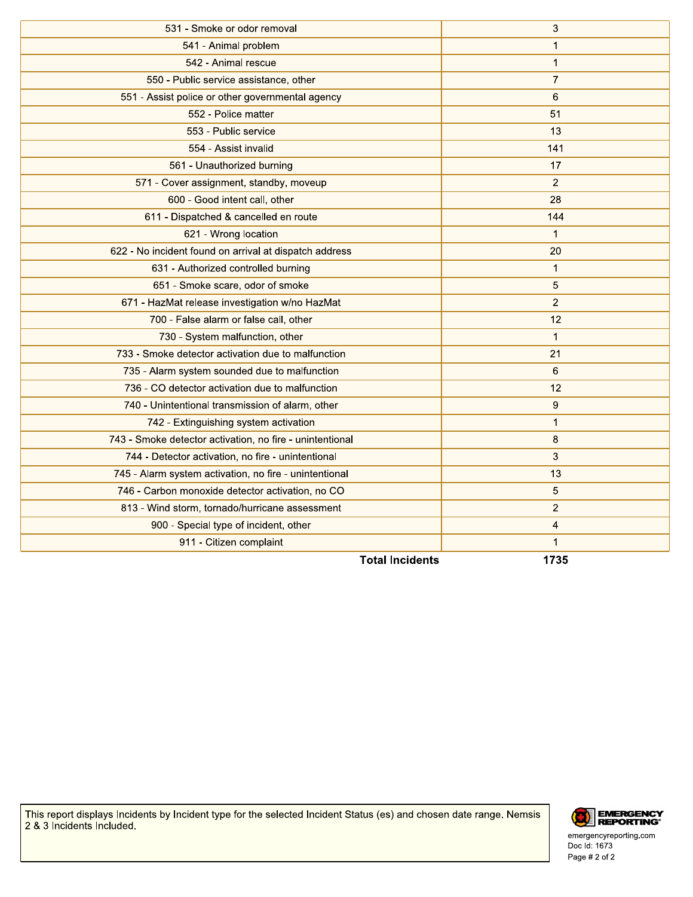| | |
|---|---|
| 531 - Smoke or odor removal | 3 |
| 541 - Animal problem | 1 |
| 542 - Animal rescue | 1 |
| 550 - Public service assistance, other | 7 |
| 551 - Assist police or other governmental agency | 6 |
| 552 - Police matter | 51 |
| 553 - Public service | 13 |
| 554 - Assist invalid | 141 |
| 561 - Unauthorized burning | 17 |
| 571 - Cover assignment, standby, moveup | 2 |
| 600 - Good intent call, other | 28 |
| 611 - Dispatched & cancelled en route | 144 |
| 621 - Wrong location | 1 |
| 622 - No incident found on arrival at dispatch address | 20 |
| 631 - Authorized controlled burning | 1 |
| 651 - Smoke scare, odor of smoke | 5 |
| 671 - HazMat release investigation w/no HazMat | 2 |
| 700 - False alarm or false call, other | 12 |
| 730 - System malfunction, other | 1 |
| 733 - Smoke detector activation due to malfunction | 21 |
| 735 - Alarm system sounded due to malfunction | 6 |
| 736 - CO detector activation due to malfunction | 12 |
| 740 - Unintentional transmission of alarm, other | 9 |
| 742 - Extinguishing system activation | 1 |
| 743 - Smoke detector activation, no fire - unintentional | 8 |
| 744 - Detector activation, no fire - unintentional | 3 |
| 745 - Alarm system activation, no fire - unintentional | 13 |
| 746 - Carbon monoxide detector activation, no CO | 5 |
| 813 - Wind storm, tornado/hurricane assessment | 2 |
| 900 - Special type of incident, other | 4 |
| 911 - Citizen complaint | 1 |
| **Total Incidents** | **1735** |

This report displays Incidents by Incident type for the selected Incident Status (es) and chosen date range. Nemsis 2 & 3 Incidents Included.

EMERGENCY REPORTING
emergencyreporting.com
Doc Id: 1673